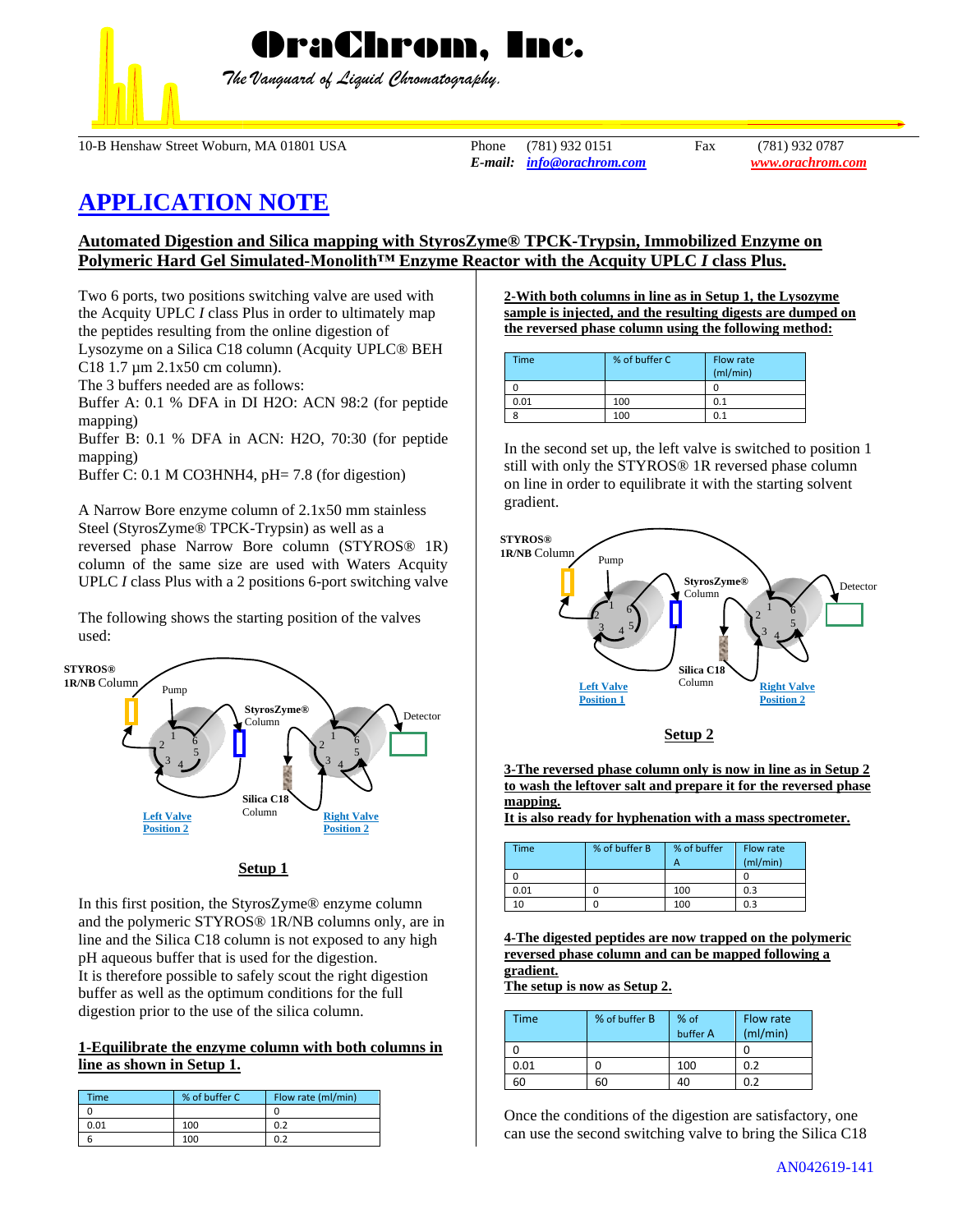# OraChrom, Inc.

*The Vanguard of Liquid Chromatography.*

10-B Henshaw Street Woburn, MA 01801 USA    Phone (781) 932 0151    Fax (781) 932 0787
*E-mail:* info@orachrom.com    www.orachrom.com

## APPLICATION NOTE

### Automated Digestion and Silica mapping with StyrosZyme® TPCK-Trypsin, Immobilized Enzyme on Polymeric Hard Gel Simulated-Monolith™ Enzyme Reactor with the Acquity UPLC *I* class Plus.

Two 6 ports, two positions switching valve are used with the Acquity UPLC *I* class Plus in order to ultimately map the peptides resulting from the online digestion of Lysozyme on a Silica C18 column (Acquity UPLC® BEH C18 1.7 µm 2.1x50 cm column).
The 3 buffers needed are as follows:
Buffer A: 0.1 % DFA in DI H2O: ACN 98:2 (for peptide mapping)
Buffer B: 0.1 % DFA in ACN: H2O, 70:30 (for peptide mapping)
Buffer C: 0.1 M CO3HNH4, pH= 7.8 (for digestion)

A Narrow Bore enzyme column of 2.1x50 mm stainless Steel (StyrosZyme® TPCK-Trypsin) as well as a reversed phase Narrow Bore column (STYROS® 1R) column of the same size are used with Waters Acquity UPLC *I* class Plus with a 2 positions 6-port switching valve

The following shows the starting position of the valves used:

STYROS® 1R/NB Column, Pump, StyrosZyme® Column, Detector, Silica C18 Column, Left Valve Position 2, Right Valve Position 2

**Setup 1**

In this first position, the StyrosZyme® enzyme column and the polymeric STYROS® 1R/NB columns only, are in line and the Silica C18 column is not exposed to any high pH aqueous buffer that is used for the digestion.
It is therefore possible to safely scout the right digestion buffer as well as the optimum conditions for the full digestion prior to the use of the silica column.

**1-Equilibrate the enzyme column with both columns in line as shown in Setup 1.**

| Time | % of buffer C | Flow rate (ml/min) |
|---|---|---|
| 0 | | 0 |
| 0.01 | 100 | 0.2 |
| 6 | 100 | 0.2 |

**2-With both columns in line as in Setup 1, the Lysozyme sample is injected, and the resulting digests are dumped on the reversed phase column using the following method:**

| Time | % of buffer C | Flow rate (ml/min) |
|---|---|---|
| 0 | | 0 |
| 0.01 | 100 | 0.1 |
| 8 | 100 | 0.1 |

In the second set up, the left valve is switched to position 1 still with only the STYROS® 1R reversed phase column on line in order to equilibrate it with the starting solvent gradient.

STYROS® 1R/NB Column, Pump, StyrosZyme® Column, Detector, Silica C18 Column, Left Valve Position 1, Right Valve Position 2

**Setup 2**

**3-The reversed phase column only is now in line as in Setup 2 to wash the leftover salt and prepare it for the reversed phase mapping.**
**It is also ready for hyphenation with a mass spectrometer.**

| Time | % of buffer B | % of buffer A | Flow rate (ml/min) |
|---|---|---|---|
| 0 | | | 0 |
| 0.01 | 0 | 100 | 0.3 |
| 10 | 0 | 100 | 0.3 |

**4-The digested peptides are now trapped on the polymeric reversed phase column and can be mapped following a gradient.**
**The setup is now as Setup 2.**

| Time | % of buffer B | % of buffer A | Flow rate (ml/min) |
|---|---|---|---|
| 0 | | | 0 |
| 0.01 | 0 | 100 | 0.2 |
| 60 | 60 | 40 | 0.2 |

Once the conditions of the digestion are satisfactory, one can use the second switching valve to bring the Silica C18

AN042619-141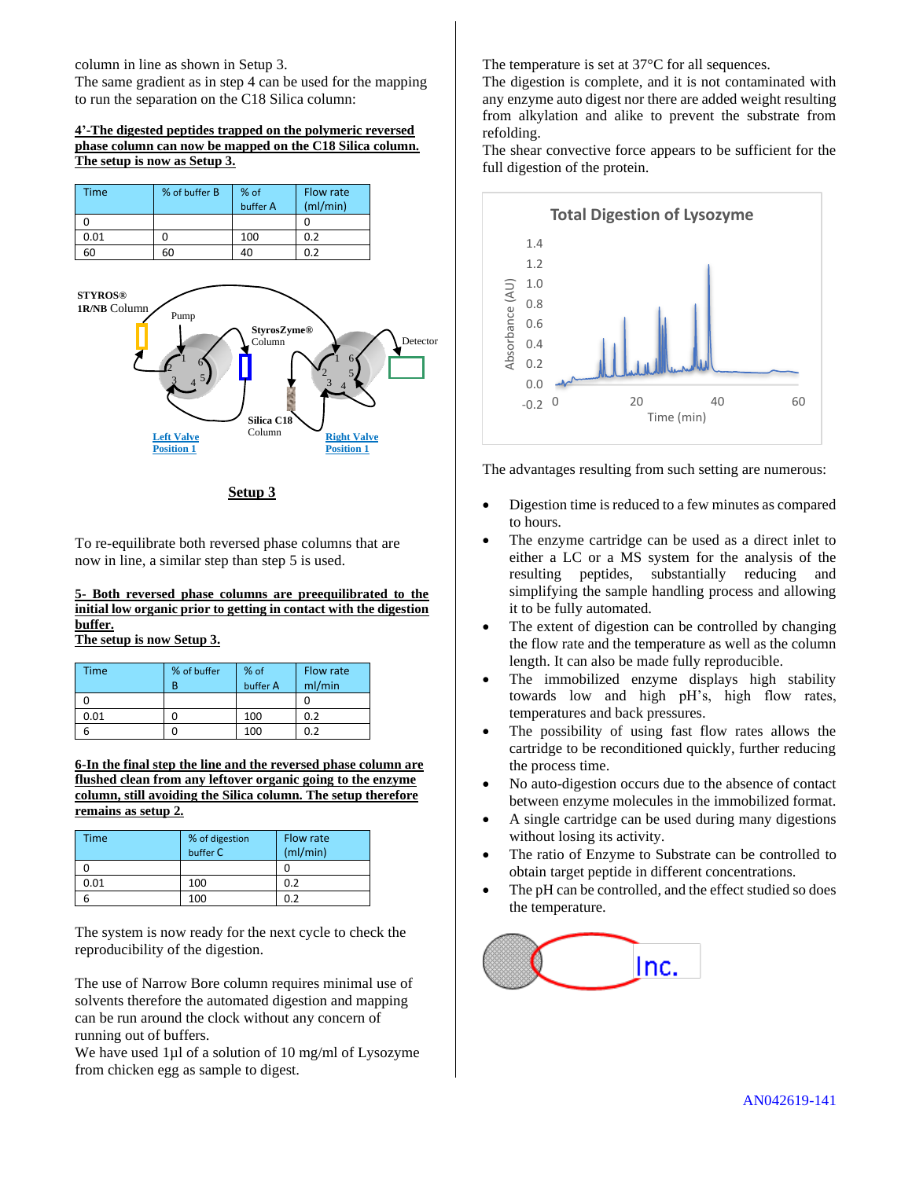column in line as shown in Setup 3.
The same gradient as in step 4 can be used for the mapping to run the separation on the C18 Silica column:

**4'-The digested peptides trapped on the polymeric reversed phase column can now be mapped on the C18 Silica column. The setup is now as Setup 3.**

| Time | % of buffer B | % of buffer A | Flow rate (ml/min) |
|---|---|---|---|
| 0 | | | 0 |
| 0.01 | 0 | 100 | 0.2 |
| 60 | 60 | 40 | 0.2 |

STYROS® 1R/NB Column
Pump
StyrosZyme® Column
Detector
Silica C18 Column
Left Valve Position 1
Right Valve Position 1

**Setup 3**

To re-equilibrate both reversed phase columns that are now in line, a similar step than step 5 is used.

**5- Both reversed phase columns are preequilibrated to the initial low organic prior to getting in contact with the digestion buffer.**
**The setup is now Setup 3.**

| Time | % of buffer B | % of buffer A | Flow rate ml/min |
|---|---|---|---|
| 0 | | | 0 |
| 0.01 | 0 | 100 | 0.2 |
| 6 | 0 | 100 | 0.2 |

**6-In the final step the line and the reversed phase column are flushed clean from any leftover organic going to the enzyme column, still avoiding the Silica column. The setup therefore remains as setup 2.**

| Time | % of digestion buffer C | Flow rate (ml/min) |
|---|---|---|
| 0 | | 0 |
| 0.01 | 100 | 0.2 |
| 6 | 100 | 0.2 |

The system is now ready for the next cycle to check the reproducibility of the digestion.

The use of Narrow Bore column requires minimal use of solvents therefore the automated digestion and mapping can be run around the clock without any concern of running out of buffers.
We have used 1µl of a solution of 10 mg/ml of Lysozyme from chicken egg as sample to digest.

The temperature is set at 37°C for all sequences.
The digestion is complete, and it is not contaminated with any enzyme auto digest nor there are added weight resulting from alkylation and alike to prevent the substrate from refolding.
The shear convective force appears to be sufficient for the full digestion of the protein.

Total Digestion of Lysozyme
Absorbance (AU)
1.4
1.2
1.0
0.8
0.6
0.4
0.2
0.0
-0.2
0
20
40
60
Time (min)

The advantages resulting from such setting are numerous:

- Digestion time is reduced to a few minutes as compared to hours.
- The enzyme cartridge can be used as a direct inlet to either a LC or a MS system for the analysis of the resulting peptides, substantially reducing and simplifying the sample handling process and allowing it to be fully automated.
- The extent of digestion can be controlled by changing the flow rate and the temperature as well as the column length. It can also be made fully reproducible.
- The immobilized enzyme displays high stability towards low and high pH's, high flow rates, temperatures and back pressures.
- The possibility of using fast flow rates allows the cartridge to be reconditioned quickly, further reducing the process time.
- No auto-digestion occurs due to the absence of contact between enzyme molecules in the immobilized format.
- A single cartridge can be used during many digestions without losing its activity.
- The ratio of Enzyme to Substrate can be controlled to obtain target peptide in different concentrations.
- The pH can be controlled, and the effect studied so does the temperature.

Inc.

AN042619-141